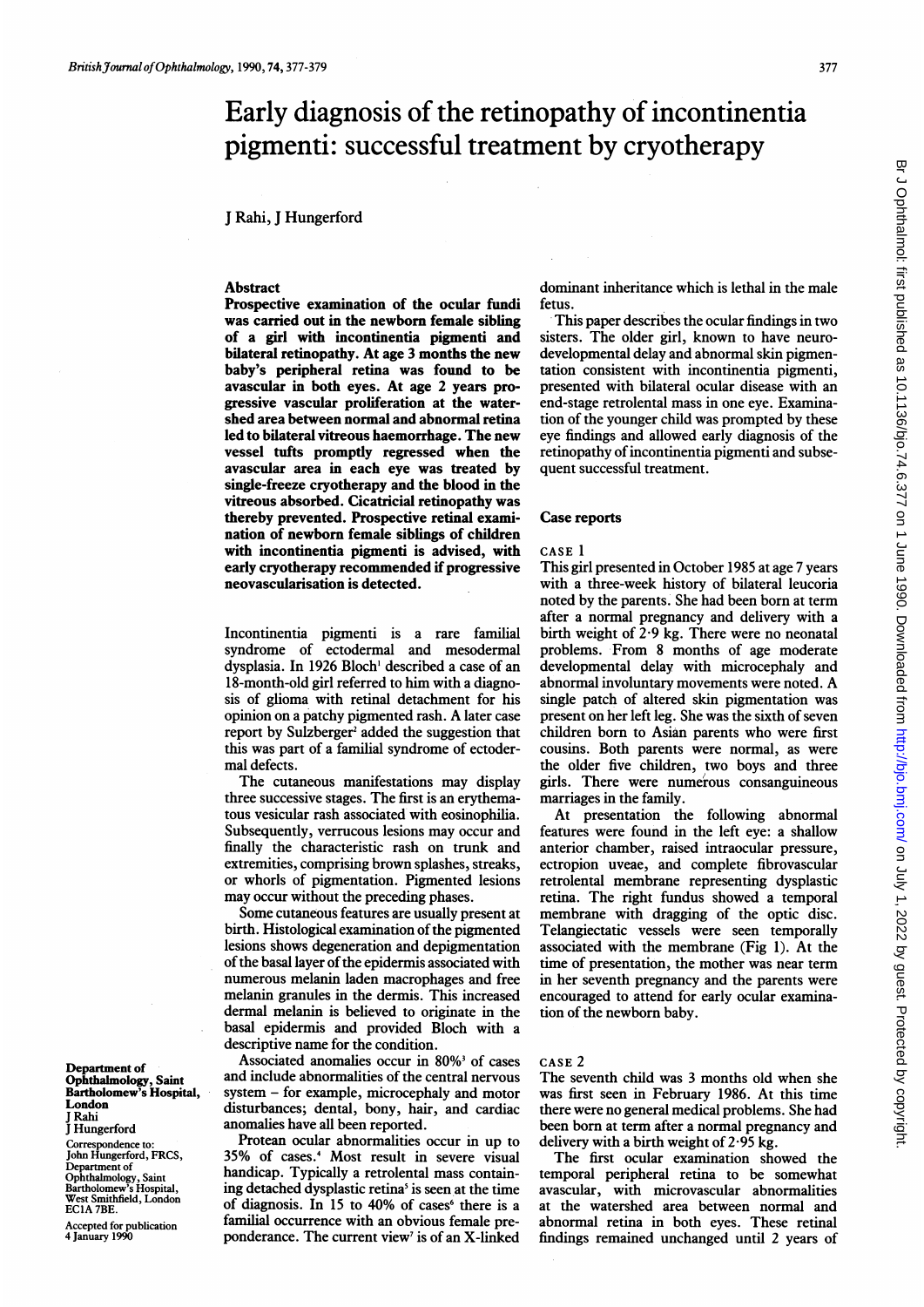# Early diagnosis of the retinopathy of incontinentia pigmenti: successful treatment by cryotherapy

J Rahi, J Hungerford

Department of Ophthalmology, Saint Bartholomew's Hospital, London
J Rahi
J Hungerford

Correspondence to: John Hungerford, FRCS, Department of Ophthalmology, Saint Bartholomew's Hospital, West Smithfield, London EC1A 7BE.

Accepted for publication 4 January 1990

## Abstract

**Prospective examination of the ocular fundi was carried out in the newborn female sibling of a girl with incontinentia pigmenti and bilateral retinopathy. At age 3 months the new baby's peripheral retina was found to be avascular in both eyes. At age 2 years progressive vascular proliferation at the watershed area between normal and abnormal retina led to bilateral vitreous haemorrhage. The new vessel tufts promptly regressed when the avascular area in each eye was treated by single-freeze cryotherapy and the blood in the vitreous absorbed. Cicatricial retinopathy was thereby prevented. Prospective retinal examination of newborn female siblings of children with incontinentia pigmenti is advised, with early cryotherapy recommended if progressive neovascularisation is detected.**

Incontinentia pigmenti is a rare familial syndrome of ectodermal and mesodermal dysplasia. In 1926 Bloch[1] described a case of an 18-month-old girl referred to him with a diagnosis of glioma with retinal detachment for his opinion on a patchy pigmented rash. A later case report by Sulzberger[2] added the suggestion that this was part of a familial syndrome of ectodermal defects.

The cutaneous manifestations may display three successive stages. The first is an erythematous vesicular rash associated with eosinophilia. Subsequently, verrucous lesions may occur and finally the characteristic rash on trunk and extremities, comprising brown splashes, streaks, or whorls of pigmentation. Pigmented lesions may occur without the preceding phases.

Some cutaneous features are usually present at birth. Histological examination of the pigmented lesions shows degeneration and depigmentation of the basal layer of the epidermis associated with numerous melanin laden macrophages and free melanin granules in the dermis. This increased dermal melanin is believed to originate in the basal epidermis and provided Bloch with a descriptive name for the condition.

Associated anomalies occur in 80%[3] of cases and include abnormalities of the central nervous system – for example, microcephaly and motor disturbances; dental, bony, hair, and cardiac anomalies have all been reported.

Protean ocular abnormalities occur in up to 35% of cases.[4] Most result in severe visual handicap. Typically a retrolental mass containing detached dysplastic retina[5] is seen at the time of diagnosis. In 15 to 40% of cases[6] there is a familial occurrence with an obvious female preponderance. The current view[7] is of an X-linked dominant inheritance which is lethal in the male fetus.

This paper describes the ocular findings in two sisters. The older girl, known to have neurodevelopmental delay and abnormal skin pigmentation consistent with incontinentia pigmenti, presented with bilateral ocular disease with an end-stage retrolental mass in one eye. Examination of the younger child was prompted by these eye findings and allowed early diagnosis of the retinopathy of incontinentia pigmenti and subsequent successful treatment.

## Case reports

### CASE 1

This girl presented in October 1985 at age 7 years with a three-week history of bilateral leucoria noted by the parents. She had been born at term after a normal pregnancy and delivery with a birth weight of 2·9 kg. There were no neonatal problems. From 8 months of age moderate developmental delay with microcephaly and abnormal involuntary movements were noted. A single patch of altered skin pigmentation was present on her left leg. She was the sixth of seven children born to Asian parents who were first cousins. Both parents were normal, as were the older five children, two boys and three girls. There were numerous consanguineous marriages in the family.

At presentation the following abnormal features were found in the left eye: a shallow anterior chamber, raised intraocular pressure, ectropion uveae, and complete fibrovascular retrolental membrane representing dysplastic retina. The right fundus showed a temporal membrane with dragging of the optic disc. Telangiectatic vessels were seen temporally associated with the membrane (Fig 1). At the time of presentation, the mother was near term in her seventh pregnancy and the parents were encouraged to attend for early ocular examination of the newborn baby.

### CASE 2

The seventh child was 3 months old when she was first seen in February 1986. At this time there were no general medical problems. She had been born at term after a normal pregnancy and delivery with a birth weight of 2·95 kg.

The first ocular examination showed the temporal peripheral retina to be somewhat avascular, with microvascular abnormalities at the watershed area between normal and abnormal retina in both eyes. These retinal findings remained unchanged until 2 years of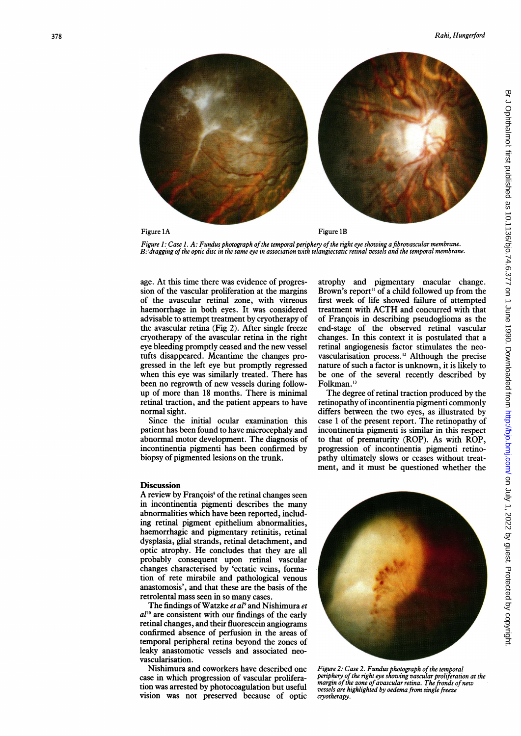Figure 1A

Figure 1B

*Figure 1: Case 1. A: Fundus photograph of the temporal periphery of the right eye showing a fibrovascular membrane. B: dragging of the optic disc in the same eye in association with telangiectatic retinal vessels and the temporal membrane.*

age. At this time there was evidence of progression of the vascular proliferation at the margins of the avascular retinal zone, with vitreous haemorrhage in both eyes. It was considered advisable to attempt treatment by cryotherapy of the avascular retina (Fig 2). After single freeze cryotherapy of the avascular retina in the right eye bleeding promptly ceased and the new vessel tufts disappeared. Meantime the changes progressed in the left eye but promptly regressed when this eye was similarly treated. There has been no regrowth of new vessels during follow-up of more than 18 months. There is minimal retinal traction, and the patient appears to have normal sight.

Since the initial ocular examination this patient has been found to have microcephaly and abnormal motor development. The diagnosis of incontinentia pigmenti has been confirmed by biopsy of pigmented lesions on the trunk.

## Discussion

A review by François[8] of the retinal changes seen in incontinentia pigmenti describes the many abnormalities which have been reported, including retinal pigment epithelium abnormalities, haemorrhagic and pigmentary retinitis, retinal dysplasia, glial strands, retinal detachment, and optic atrophy. He concludes that they are all probably consequent upon retinal vascular changes characterised by 'ectatic veins, formation of rete mirabile and pathological venous anastomosis', and that these are the basis of the retrolental mass seen in so many cases.

The findings of Watzke *et al*[9] and Nishimura *et al*[10] are consistent with our findings of the early retinal changes, and their fluorescein angiograms confirmed absence of perfusion in the areas of temporal peripheral retina beyond the zones of leaky anastomotic vessels and associated neovascularisation.

Nishimura and coworkers have described one case in which progression of vascular proliferation was arrested by photocoagulation but useful vision was not preserved because of optic atrophy and pigmentary macular change. Brown's report[11] of a child followed up from the first week of life showed failure of attempted treatment with ACTH and concurred with that of François in describing pseudoglioma as the end-stage of the observed retinal vascular changes. In this context it is postulated that a retinal angiogenesis factor stimulates the neovascularisation process.[12] Although the precise nature of such a factor is unknown, it is likely to be one of the several recently described by Folkman.[13]

The degree of retinal traction produced by the retinopathy of incontinentia pigmenti commonly differs between the two eyes, as illustrated by case 1 of the present report. The retinopathy of incontinentia pigmenti is similar in this respect to that of prematurity (ROP). As with ROP, progression of incontinentia pigmenti retinopathy ultimately slows or ceases without treatment, and it must be questioned whether the

*Figure 2: Case 2. Fundus photograph of the temporal periphery of the right eye showing vascular proliferation at the margin of the zone of avascular retina. The fronds of new vessels are highlighted by oedema from single freeze cryotherapy.*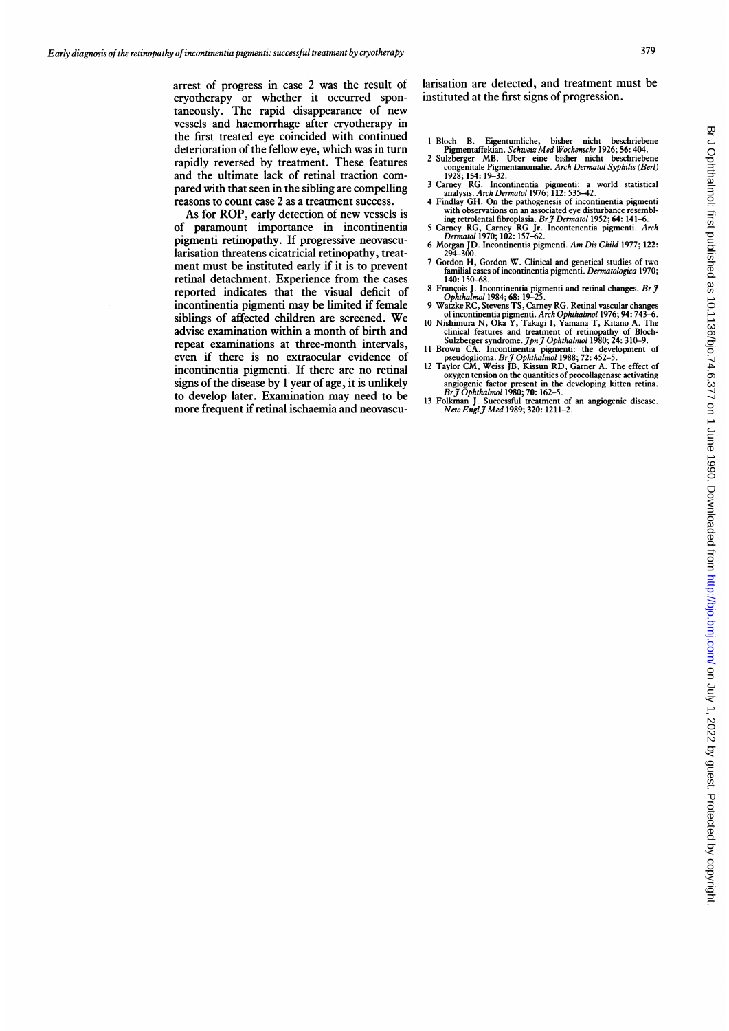arrest of progress in case 2 was the result of cryotherapy or whether it occurred spontaneously. The rapid disappearance of new vessels and haemorrhage after cryotherapy in the first treated eye coincided with continued deterioration of the fellow eye, which was in turn rapidly reversed by treatment. These features and the ultimate lack of retinal traction compared with that seen in the sibling are compelling reasons to count case 2 as a treatment success.

As for ROP, early detection of new vessels is of paramount importance in incontinentia pigmenti retinopathy. If progressive neovascularisation threatens cicatricial retinopathy, treatment must be instituted early if it is to prevent retinal detachment. Experience from the cases reported indicates that the visual deficit of incontinentia pigmenti may be limited if female siblings of affected children are screened. We advise examination within a month of birth and repeat examinations at three-month intervals, even if there is no extraocular evidence of incontinentia pigmenti. If there are no retinal signs of the disease by 1 year of age, it is unlikely to develop later. Examination may need to be more frequent if retinal ischaemia and neovascularisation are detected, and treatment must be instituted at the first signs of progression.

1 Bloch B. Eigentumliche, bisher nicht beschriebene Pigmentaffekian. *Schweiz Med Wochenschr* 1926; **56:** 404.
2 Sulzberger MB. Über eine bisher nicht beschriebene congenitale Pigmentanomalie. *Arch Dermatol Syphilis (Berl)* 1928; **154:** 19–32.
3 Carney RG. Incontinentia pigmenti: a world statistical analysis. *Arch Dermatol* 1976; **112:** 535–42.
4 Findlay GH. On the pathogenesis of incontinentia pigmenti with observations on an associated eye disturbance resembling retrolental fibroplasia. *Br J Dermatol* 1952; **64:** 141–6.
5 Carney RG, Carney RG Jr. Incontenentia pigmenti. *Arch Dermatol* 1970; **102:** 157–62.
6 Morgan JD. Incontinentia pigmenti. *Am Dis Child* 1977; **122:** 294–300.
7 Gordon H, Gordon W. Clinical and genetical studies of two familial cases of incontinentia pigmenti. *Dermatologica* 1970; **140:** 150–68.
8 François J. Incontinentia pigmenti and retinal changes. *Br J Ophthalmol* 1984; **68:** 19–25.
9 Watzke RC, Stevens TS, Carney RG. Retinal vascular changes of incontinentia pigmenti. *Arch Ophthalmol* 1976; **94:** 743–6.
10 Nishimura N, Oka Y, Takagi I, Yamana T, Kitano A. The clinical features and treatment of retinopathy of Bloch-Sulzberger syndrome. *Jpn J Ophthalmol* 1980; **24:** 310–9.
11 Brown CA. Incontinentia pigmenti: the development of pseudoglioma. *Br J Ophthalmol* 1988; **72:** 452–5.
12 Taylor CM, Weiss JB, Kissun RD, Garner A. The effect of oxygen tension on the quantities of procollagenase activating angiogenic factor present in the developing kitten retina. *Br J Ophthalmol* 1980; **70:** 162–5.
13 Folkman J. Successful treatment of an angiogenic disease. *New Engl J Med* 1989; **320:** 1211–2.